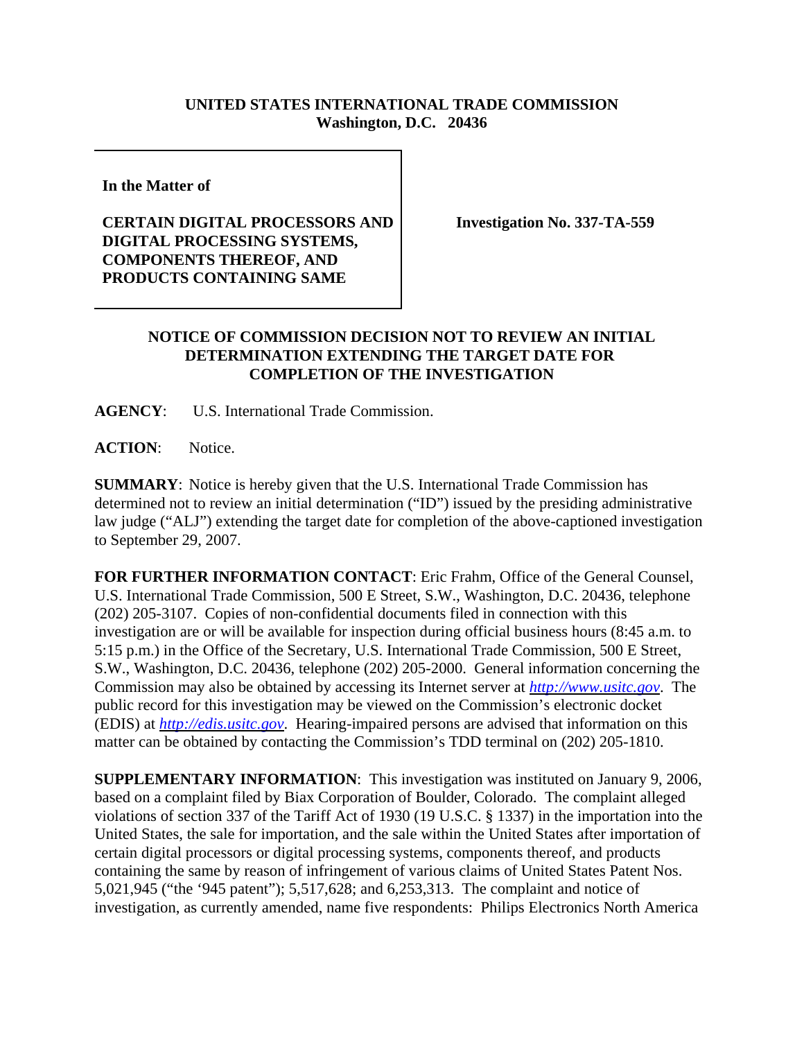**UNITED STATES INTERNATIONAL TRADE COMMISSION**
**Washington, D.C. 20436**

| In the Matter of<br><br>**CERTAIN DIGITAL PROCESSORS AND DIGITAL PROCESSING SYSTEMS, COMPONENTS THEREOF, AND PRODUCTS CONTAINING SAME** | **Investigation No. 337-TA-559** |
| --- | --- |

**NOTICE OF COMMISSION DECISION NOT TO REVIEW AN INITIAL DETERMINATION EXTENDING THE TARGET DATE FOR COMPLETION OF THE INVESTIGATION**

**AGENCY**: U.S. International Trade Commission.

**ACTION**: Notice.

**SUMMARY**: Notice is hereby given that the U.S. International Trade Commission has determined not to review an initial determination ("ID") issued by the presiding administrative law judge ("ALJ") extending the target date for completion of the above-captioned investigation to September 29, 2007.

**FOR FURTHER INFORMATION CONTACT**: Eric Frahm, Office of the General Counsel, U.S. International Trade Commission, 500 E Street, S.W., Washington, D.C. 20436, telephone (202) 205-3107. Copies of non-confidential documents filed in connection with this investigation are or will be available for inspection during official business hours (8:45 a.m. to 5:15 p.m.) in the Office of the Secretary, U.S. International Trade Commission, 500 E Street, S.W., Washington, D.C. 20436, telephone (202) 205-2000. General information concerning the Commission may also be obtained by accessing its Internet server at *http://www.usitc.gov*. The public record for this investigation may be viewed on the Commission's electronic docket (EDIS) at *http://edis.usitc.gov*. Hearing-impaired persons are advised that information on this matter can be obtained by contacting the Commission's TDD terminal on (202) 205-1810.

**SUPPLEMENTARY INFORMATION**: This investigation was instituted on January 9, 2006, based on a complaint filed by Biax Corporation of Boulder, Colorado. The complaint alleged violations of section 337 of the Tariff Act of 1930 (19 U.S.C. § 1337) in the importation into the United States, the sale for importation, and the sale within the United States after importation of certain digital processors or digital processing systems, components thereof, and products containing the same by reason of infringement of various claims of United States Patent Nos. 5,021,945 ("the '945 patent"); 5,517,628; and 6,253,313. The complaint and notice of investigation, as currently amended, name five respondents: Philips Electronics North America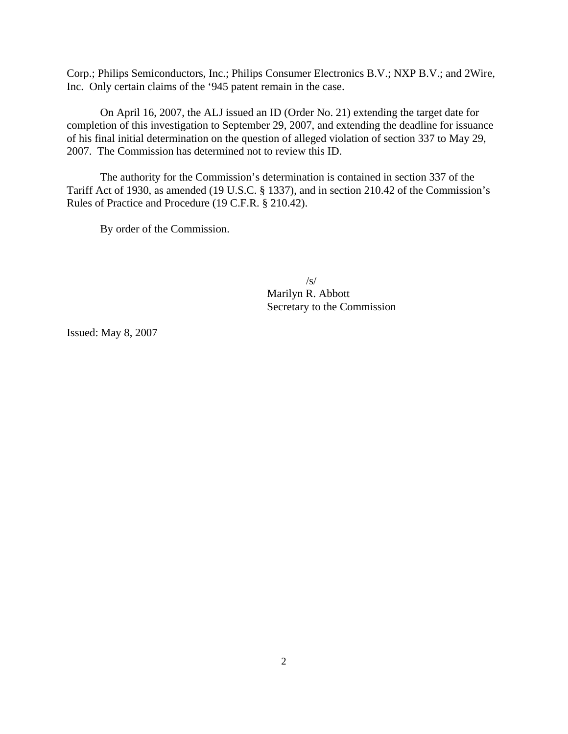Corp.; Philips Semiconductors, Inc.; Philips Consumer Electronics B.V.; NXP B.V.; and 2Wire, Inc. Only certain claims of the '945 patent remain in the case.

On April 16, 2007, the ALJ issued an ID (Order No. 21) extending the target date for completion of this investigation to September 29, 2007, and extending the deadline for issuance of his final initial determination on the question of alleged violation of section 337 to May 29, 2007. The Commission has determined not to review this ID.

The authority for the Commission's determination is contained in section 337 of the Tariff Act of 1930, as amended (19 U.S.C. § 1337), and in section 210.42 of the Commission's Rules of Practice and Procedure (19 C.F.R. § 210.42).

By order of the Commission.

/s/
Marilyn R. Abbott
Secretary to the Commission

Issued: May 8, 2007